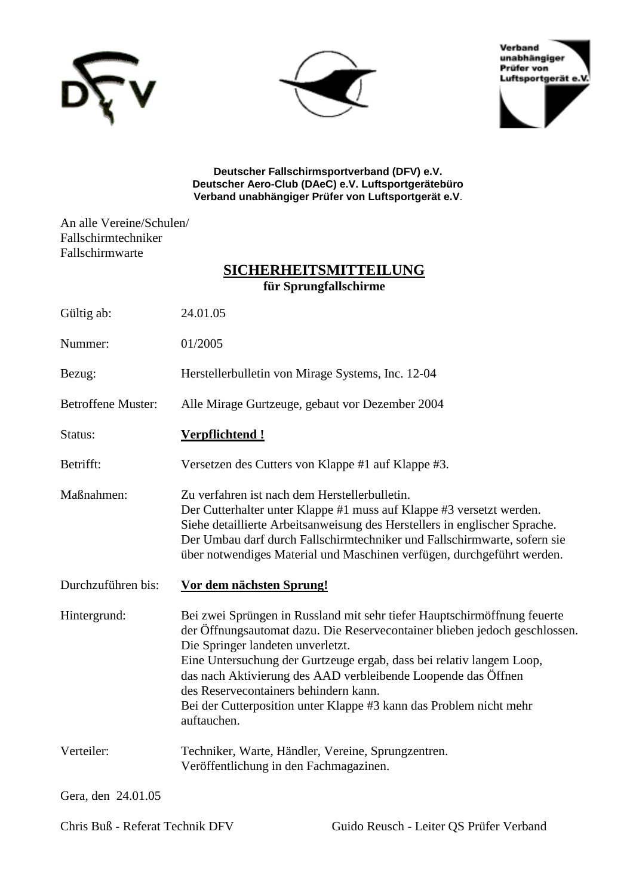**Deutscher Fallschirmsportverband (DFV) e.V.**
**Deutscher Aero-Club (DAeC) e.V. Luftsportgerätebüro**
**Verband unabhängiger Prüfer von Luftsportgerät e.V**.

An alle Vereine/Schulen/
Fallschirmtechniker
Fallschirmwarte

# SICHERHEITSMITTEILUNG

**für Sprungfallschirme**

| | |
|---|---|
| Gültig ab: | 24.01.05 |
| Nummer: | 01/2005 |
| Bezug: | Herstellerbulletin von Mirage Systems, Inc. 12-04 |
| Betroffene Muster: | Alle Mirage Gurtzeuge, gebaut vor Dezember 2004 |
| Status: | **Verpflichtend !** |
| Betrifft: | Versetzen des Cutters von Klappe #1 auf Klappe #3. |
| Maßnahmen: | Zu verfahren ist nach dem Herstellerbulletin. Der Cutterhalter unter Klappe #1 muss auf Klappe #3 versetzt werden. Siehe detaillierte Arbeitsanweisung des Herstellers in englischer Sprache. Der Umbau darf durch Fallschirmtechniker und Fallschirmwarte, sofern sie über notwendiges Material und Maschinen verfügen, durchgeführt werden. |
| Durchzuführen bis: | **Vor dem nächsten Sprung!** |
| Hintergrund: | Bei zwei Sprüngen in Russland mit sehr tiefer Hauptschirmöffnung feuerte der Öffnungsautomat dazu. Die Reservecontainer blieben jedoch geschlossen. Die Springer landeten unverletzt. Eine Untersuchung der Gurtzeuge ergab, dass bei relativ langem Loop, das nach Aktivierung des AAD verbleibende Loopende das Öffnen des Reservecontainers behindern kann. Bei der Cutterposition unter Klappe #3 kann das Problem nicht mehr auftauchen. |
| Verteiler: | Techniker, Warte, Händler, Vereine, Sprungzentren. Veröffentlichung in den Fachmagazinen. |

Gera, den 24.01.05

Chris Buß - Referat Technik DFV

Guido Reusch - Leiter QS Prüfer Verband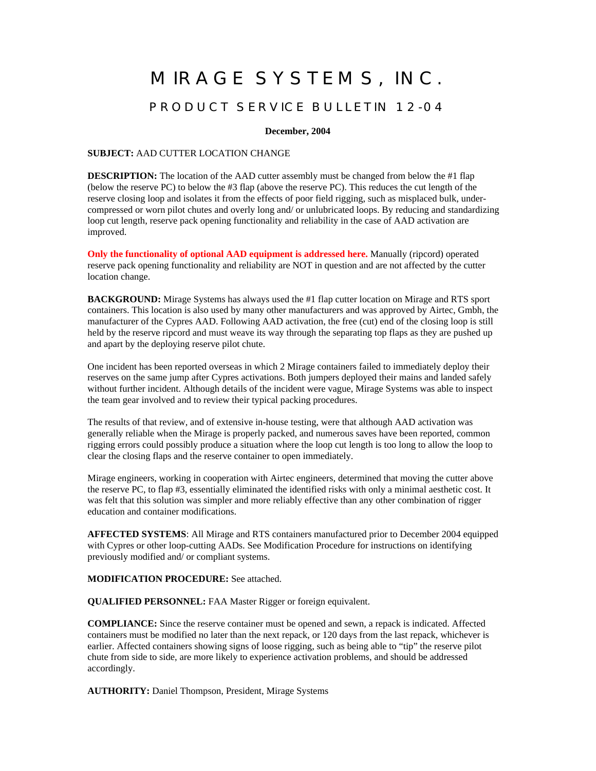# MIRAGE SYSTEMS, INC.

## PRODUCT SERVICE BULLETIN 12-04

**December, 2004**

**SUBJECT:** AAD CUTTER LOCATION CHANGE

**DESCRIPTION:** The location of the AAD cutter assembly must be changed from below the #1 flap (below the reserve PC) to below the #3 flap (above the reserve PC). This reduces the cut length of the reserve closing loop and isolates it from the effects of poor field rigging, such as misplaced bulk, under-compressed or worn pilot chutes and overly long and/ or unlubricated loops. By reducing and standardizing loop cut length, reserve pack opening functionality and reliability in the case of AAD activation are improved.

**Only the functionality of optional AAD equipment is addressed here.** Manually (ripcord) operated reserve pack opening functionality and reliability are NOT in question and are not affected by the cutter location change.

**BACKGROUND:** Mirage Systems has always used the #1 flap cutter location on Mirage and RTS sport containers. This location is also used by many other manufacturers and was approved by Airtec, Gmbh, the manufacturer of the Cypres AAD. Following AAD activation, the free (cut) end of the closing loop is still held by the reserve ripcord and must weave its way through the separating top flaps as they are pushed up and apart by the deploying reserve pilot chute.

One incident has been reported overseas in which 2 Mirage containers failed to immediately deploy their reserves on the same jump after Cypres activations. Both jumpers deployed their mains and landed safely without further incident. Although details of the incident were vague, Mirage Systems was able to inspect the team gear involved and to review their typical packing procedures.

The results of that review, and of extensive in-house testing, were that although AAD activation was generally reliable when the Mirage is properly packed, and numerous saves have been reported, common rigging errors could possibly produce a situation where the loop cut length is too long to allow the loop to clear the closing flaps and the reserve container to open immediately.

Mirage engineers, working in cooperation with Airtec engineers, determined that moving the cutter above the reserve PC, to flap #3, essentially eliminated the identified risks with only a minimal aesthetic cost. It was felt that this solution was simpler and more reliably effective than any other combination of rigger education and container modifications.

**AFFECTED SYSTEMS**: All Mirage and RTS containers manufactured prior to December 2004 equipped with Cypres or other loop-cutting AADs. See Modification Procedure for instructions on identifying previously modified and/ or compliant systems.

**MODIFICATION PROCEDURE:** See attached.

**QUALIFIED PERSONNEL:** FAA Master Rigger or foreign equivalent.

**COMPLIANCE:** Since the reserve container must be opened and sewn, a repack is indicated. Affected containers must be modified no later than the next repack, or 120 days from the last repack, whichever is earlier. Affected containers showing signs of loose rigging, such as being able to "tip" the reserve pilot chute from side to side, are more likely to experience activation problems, and should be addressed accordingly.

**AUTHORITY:** Daniel Thompson, President, Mirage Systems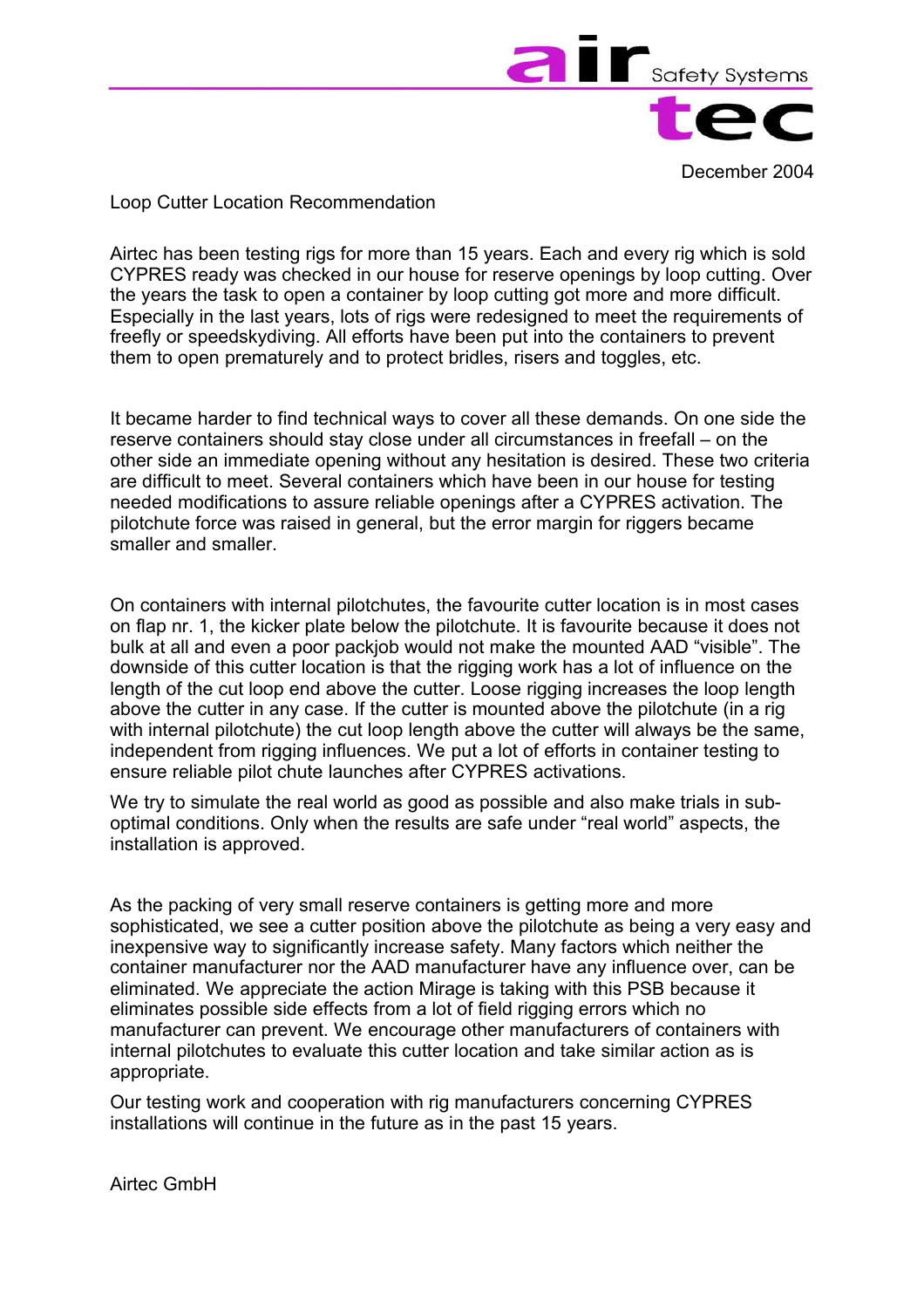air Safety Systems tec

December 2004

Loop Cutter Location Recommendation

Airtec has been testing rigs for more than 15 years. Each and every rig which is sold CYPRES ready was checked in our house for reserve openings by loop cutting. Over the years the task to open a container by loop cutting got more and more difficult. Especially in the last years, lots of rigs were redesigned to meet the requirements of freefly or speedskydiving. All efforts have been put into the containers to prevent them to open prematurely and to protect bridles, risers and toggles, etc.

It became harder to find technical ways to cover all these demands. On one side the reserve containers should stay close under all circumstances in freefall – on the other side an immediate opening without any hesitation is desired. These two criteria are difficult to meet. Several containers which have been in our house for testing needed modifications to assure reliable openings after a CYPRES activation. The pilotchute force was raised in general, but the error margin for riggers became smaller and smaller.

On containers with internal pilotchutes, the favourite cutter location is in most cases on flap nr. 1, the kicker plate below the pilotchute. It is favourite because it does not bulk at all and even a poor packjob would not make the mounted AAD "visible". The downside of this cutter location is that the rigging work has a lot of influence on the length of the cut loop end above the cutter. Loose rigging increases the loop length above the cutter in any case. If the cutter is mounted above the pilotchute (in a rig with internal pilotchute) the cut loop length above the cutter will always be the same, independent from rigging influences. We put a lot of efforts in container testing to ensure reliable pilot chute launches after CYPRES activations.

We try to simulate the real world as good as possible and also make trials in sub-optimal conditions. Only when the results are safe under "real world" aspects, the installation is approved.

As the packing of very small reserve containers is getting more and more sophisticated, we see a cutter position above the pilotchute as being a very easy and inexpensive way to significantly increase safety. Many factors which neither the container manufacturer nor the AAD manufacturer have any influence over, can be eliminated. We appreciate the action Mirage is taking with this PSB because it eliminates possible side effects from a lot of field rigging errors which no manufacturer can prevent. We encourage other manufacturers of containers with internal pilotchutes to evaluate this cutter location and take similar action as is appropriate.

Our testing work and cooperation with rig manufacturers concerning CYPRES installations will continue in the future as in the past 15 years.

Airtec GmbH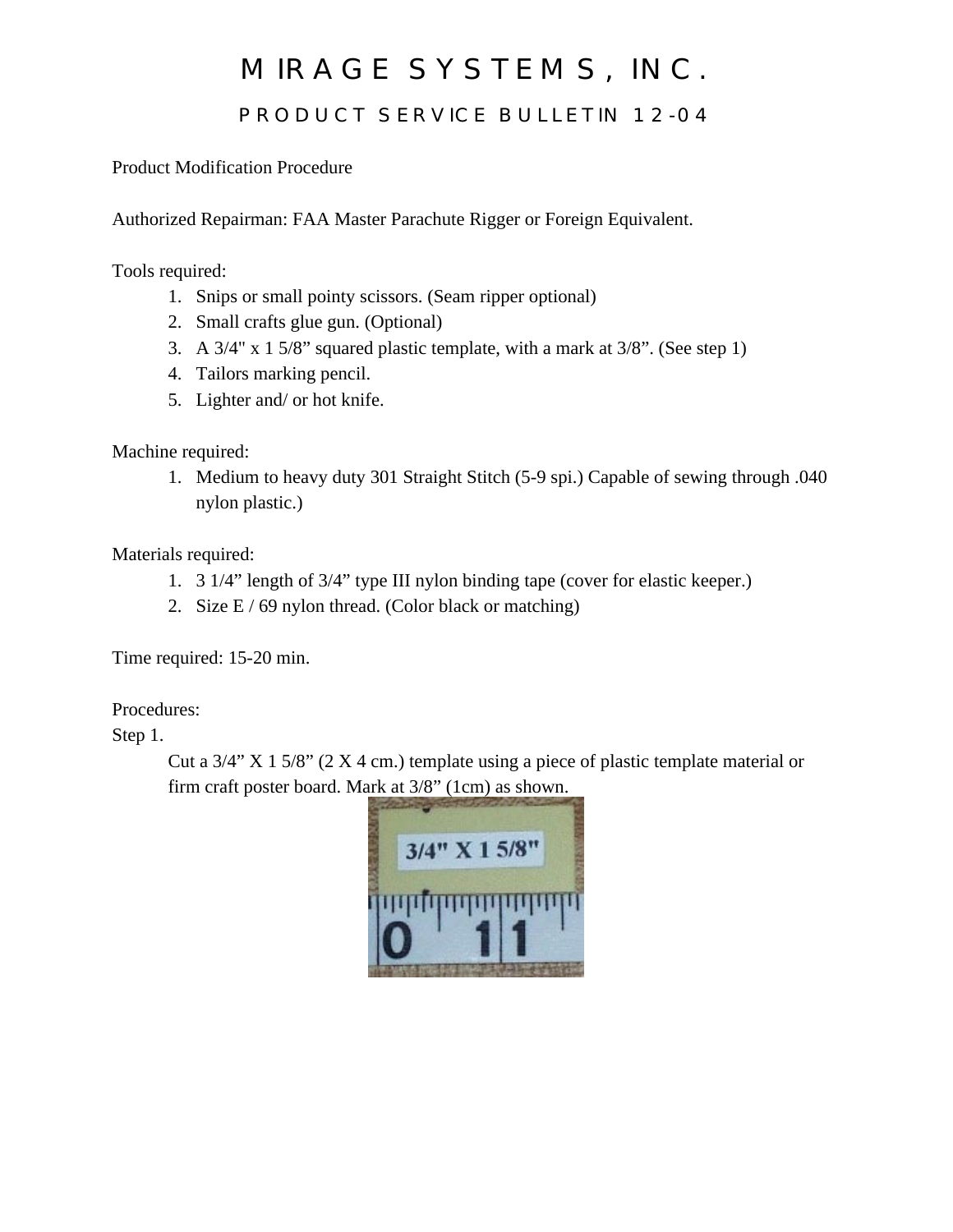# MIRAGE SYSTEMS, INC.

## PRODUCT SERVICE BULLETIN 12-04

Product Modification Procedure

Authorized Repairman: FAA Master Parachute Rigger or Foreign Equivalent.

Tools required:

1. Snips or small pointy scissors. (Seam ripper optional)
2. Small crafts glue gun. (Optional)
3. A 3/4" x 1 5/8" squared plastic template, with a mark at 3/8". (See step 1)
4. Tailors marking pencil.
5. Lighter and/ or hot knife.

Machine required:

1. Medium to heavy duty 301 Straight Stitch (5-9 spi.) Capable of sewing through .040 nylon plastic.)

Materials required:

1. 3 1/4" length of 3/4" type III nylon binding tape (cover for elastic keeper.)
2. Size E / 69 nylon thread. (Color black or matching)

Time required: 15-20 min.

Procedures:

Step 1.

Cut a 3/4" X 1 5/8" (2 X 4 cm.) template using a piece of plastic template material or firm craft poster board. Mark at 3/8" (1cm) as shown.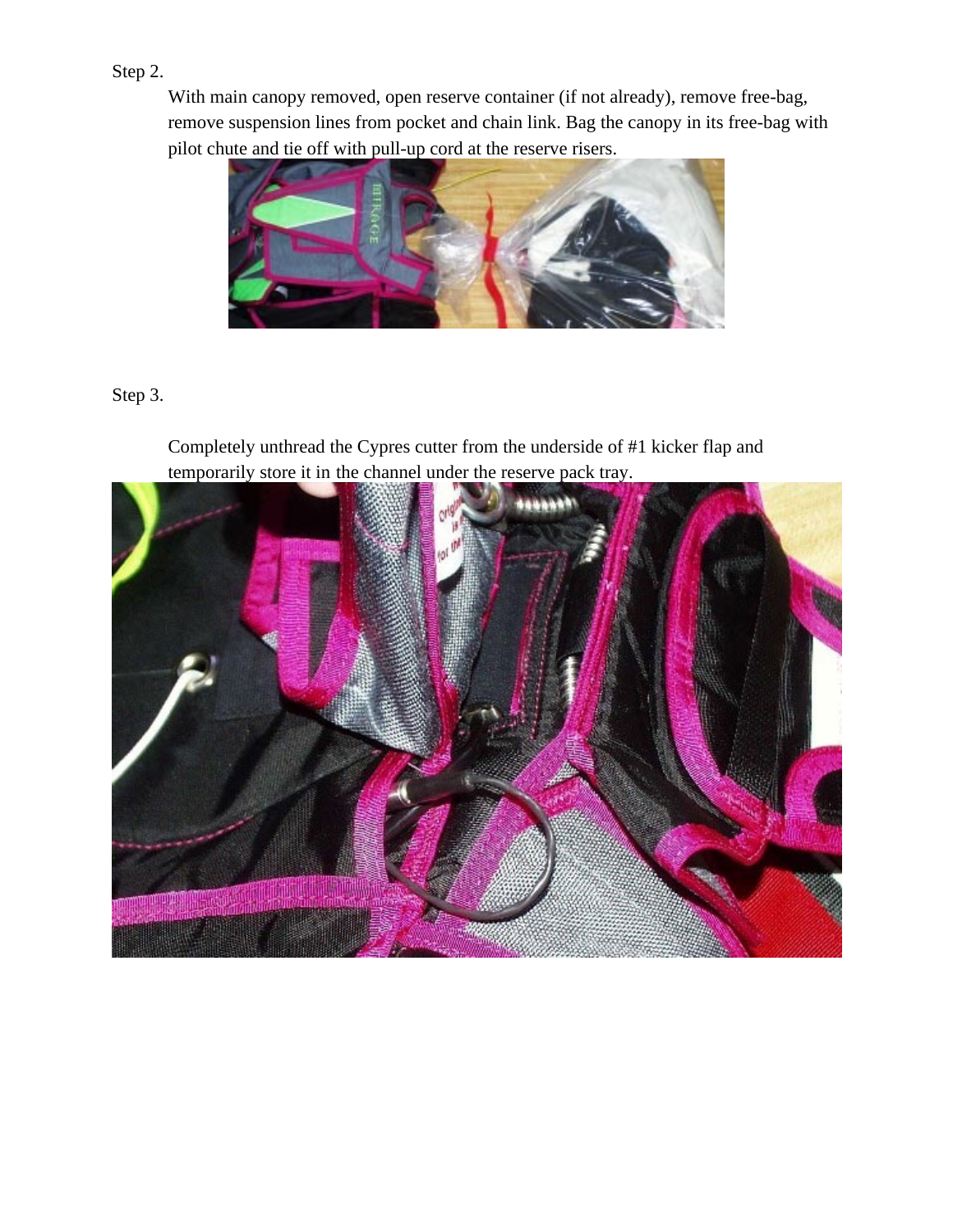Step 2.

With main canopy removed, open reserve container (if not already), remove free-bag, remove suspension lines from pocket and chain link. Bag the canopy in its free-bag with pilot chute and tie off with pull-up cord at the reserve risers.

Step 3.

Completely unthread the Cypres cutter from the underside of #1 kicker flap and temporarily store it in the channel under the reserve pack tray.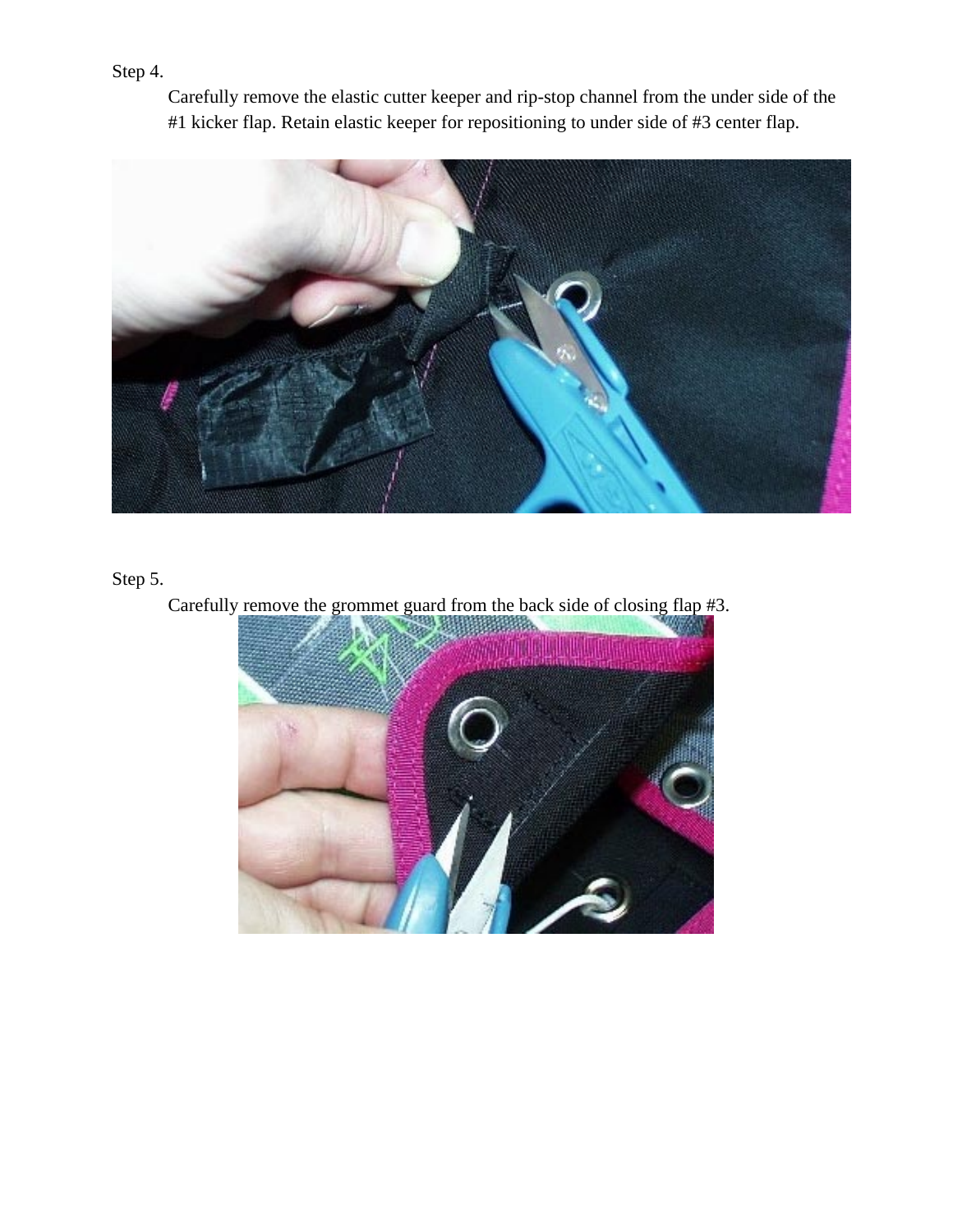Step 4.

Carefully remove the elastic cutter keeper and rip-stop channel from the under side of the #1 kicker flap. Retain elastic keeper for repositioning to under side of #3 center flap.

Step 5.

Carefully remove the grommet guard from the back side of closing flap #3.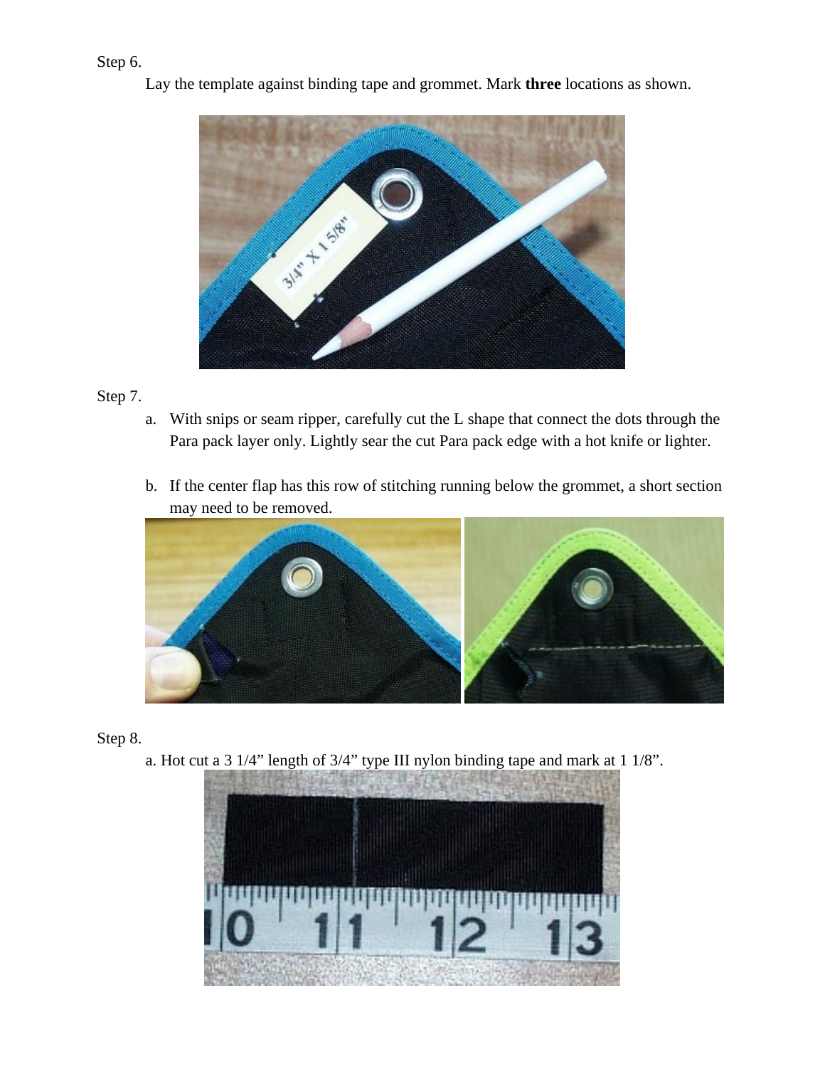Step 6.

Lay the template against binding tape and grommet. Mark **three** locations as shown.

Step 7.

a. With snips or seam ripper, carefully cut the L shape that connect the dots through the Para pack layer only. Lightly sear the cut Para pack edge with a hot knife or lighter.

b. If the center flap has this row of stitching running below the grommet, a short section may need to be removed.

Step 8.

a. Hot cut a 3 1/4" length of 3/4" type III nylon binding tape and mark at 1 1/8".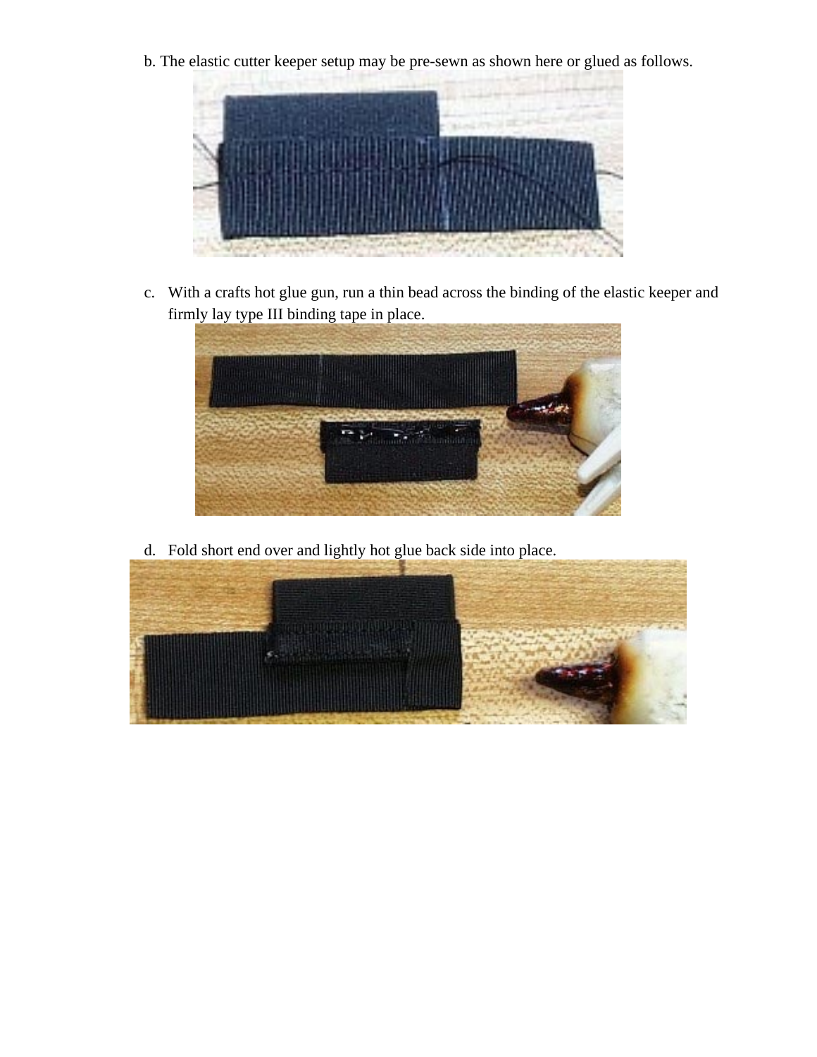b. The elastic cutter keeper setup may be pre-sewn as shown here or glued as follows.

c. With a crafts hot glue gun, run a thin bead across the binding of the elastic keeper and firmly lay type III binding tape in place.

d. Fold short end over and lightly hot glue back side into place.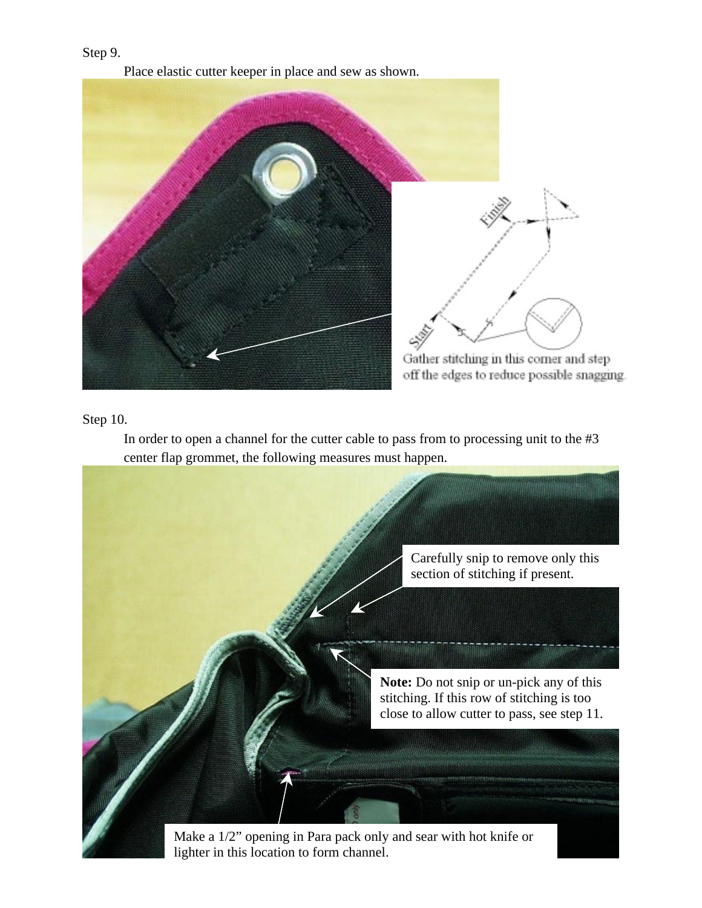Step 9.

Place elastic cutter keeper in place and sew as shown.

Finish

Start

Gather stitching in this corner and step off the edges to reduce possible snagging.

Step 10.

In order to open a channel for the cutter cable to pass from to processing unit to the #3 center flap grommet, the following measures must happen.

Carefully snip to remove only this section of stitching if present.

**Note:** Do not snip or un-pick any of this stitching. If this row of stitching is too close to allow cutter to pass, see step 11.

Make a 1/2" opening in Para pack only and sear with hot knife or lighter in this location to form channel.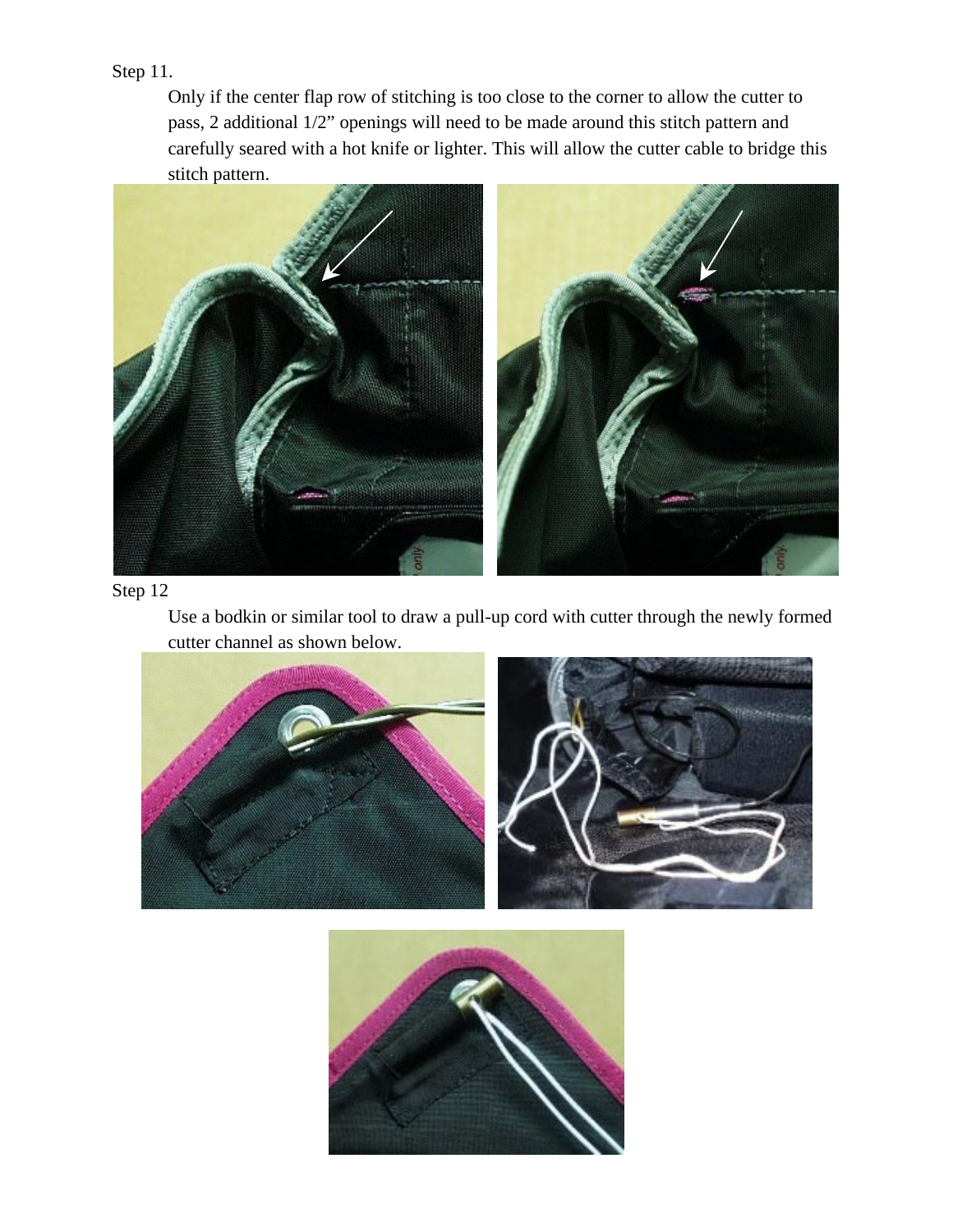Step 11.

Only if the center flap row of stitching is too close to the corner to allow the cutter to pass, 2 additional 1/2" openings will need to be made around this stitch pattern and carefully seared with a hot knife or lighter. This will allow the cutter cable to bridge this stitch pattern.

Step 12

Use a bodkin or similar tool to draw a pull-up cord with cutter through the newly formed cutter channel as shown below.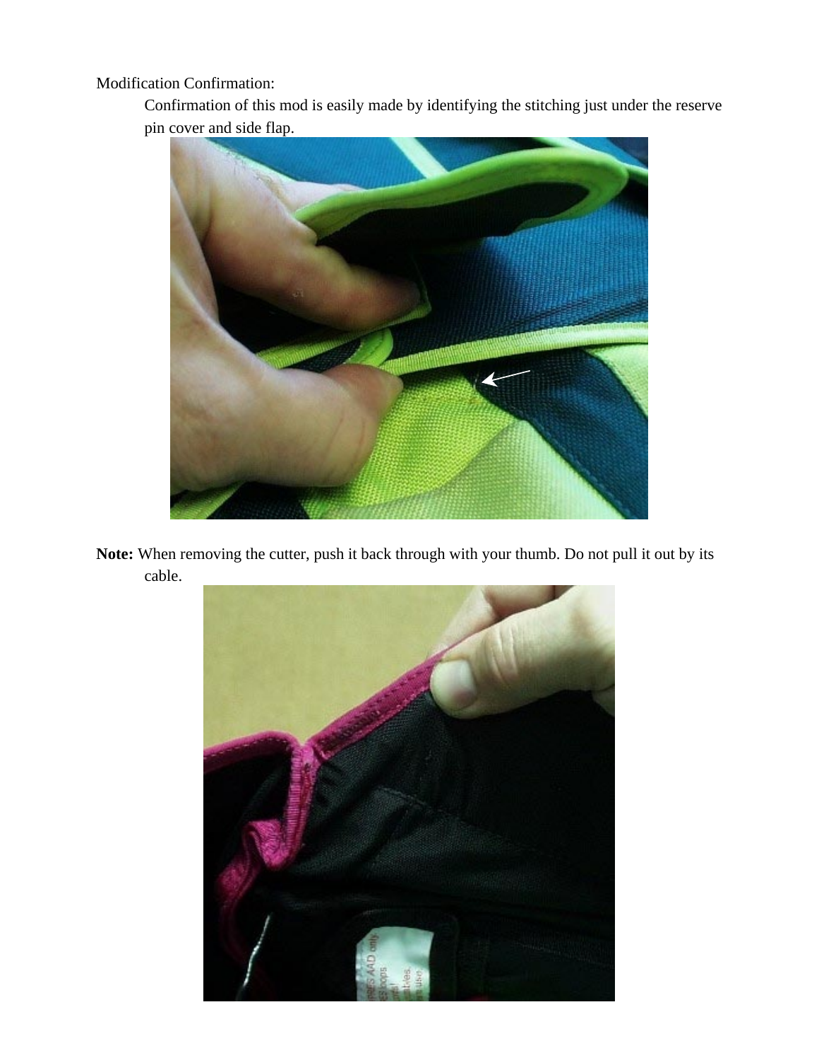Modification Confirmation:

Confirmation of this mod is easily made by identifying the stitching just under the reserve pin cover and side flap.

**Note:** When removing the cutter, push it back through with your thumb. Do not pull it out by its cable.